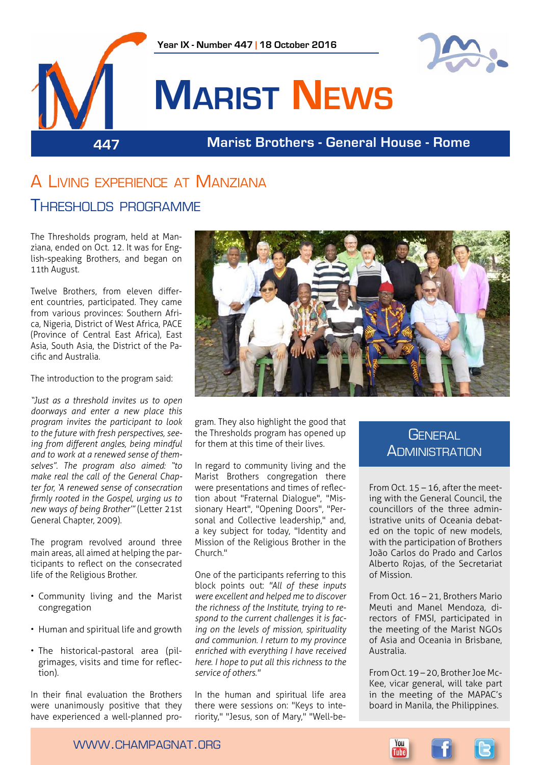Year IX - Number 447 | 18 October 2016

# Marist News

447

Marist Brothers - General House - Rome

## A Living experience at Manziana

## Thresholds programme

The Thresholds program, held at Manziana, ended on Oct. 12. It was for English-speaking Brothers, and began on 11th August.

Twelve Brothers, from eleven different countries, participated. They came from various provinces: Southern Africa, Nigeria, District of West Africa, PACE (Province of Central East Africa), East Asia, South Asia, the District of the Pacific and Australia.

The introduction to the program said:

*"Just as a threshold invites us to open doorways and enter a new place this program invites the participant to look to the future with fresh perspectives, seeing from different angles, being mindful and to work at a renewed sense of themselves". The program also aimed: "to make real the call of the General Chapter for, 'A renewed sense of consecration firmly rooted in the Gospel, urging us to new ways of being Brother'"* (Letter 21st General Chapter, 2009).

The program revolved around three main areas, all aimed at helping the participants to reflect on the consecrated life of the Religious Brother.

- Community living and the Marist congregation
- Human and spiritual life and growth
- The historical-pastoral area (pilgrimages, visits and time for reflection).

In their final evaluation the Brothers were unanimously positive that they have experienced a well-planned program. They also highlight the good that the Thresholds program has opened up for them at this time of their lives.

In regard to community living and the Marist Brothers congregation there were presentations and times of reflection about "Fraternal Dialogue", "Missionary Heart", "Opening Doors", "Personal and Collective leadership," and, a key subject for today, "Identity and Mission of the Religious Brother in the Church."

One of the participants referring to this block points out: *"All of these inputs were excellent and helped me to discover the richness of the Institute, trying to respond to the current challenges it is facing on the levels of mission, spirituality and communion. I return to my province enriched with everything I have received here. I hope to put all this richness to the service of others."*

In the human and spiritual life area there were sessions on: "Keys to interiority," "Jesus, son of Mary," "Well-be-

### General Administration

From Oct. 15 – 16, after the meeting with the General Council, the councillors of the three administrative units of Oceania debated on the topic of new models, with the participation of Brothers João Carlos do Prado and Carlos Alberto Rojas, of the Secretariat of Mission.

From Oct. 16 – 21, Brothers Mario Meuti and Manel Mendoza, directors of FMSI, participated in the meeting of the Marist NGOs of Asia and Oceania in Brisbane, Australia.

From Oct. 19 – 20, Brother Joe McKee, vicar general, will take part in the meeting of the MAPAC's board in Manila, the Philippines.

WWW.CHAMPAGNAT.ORG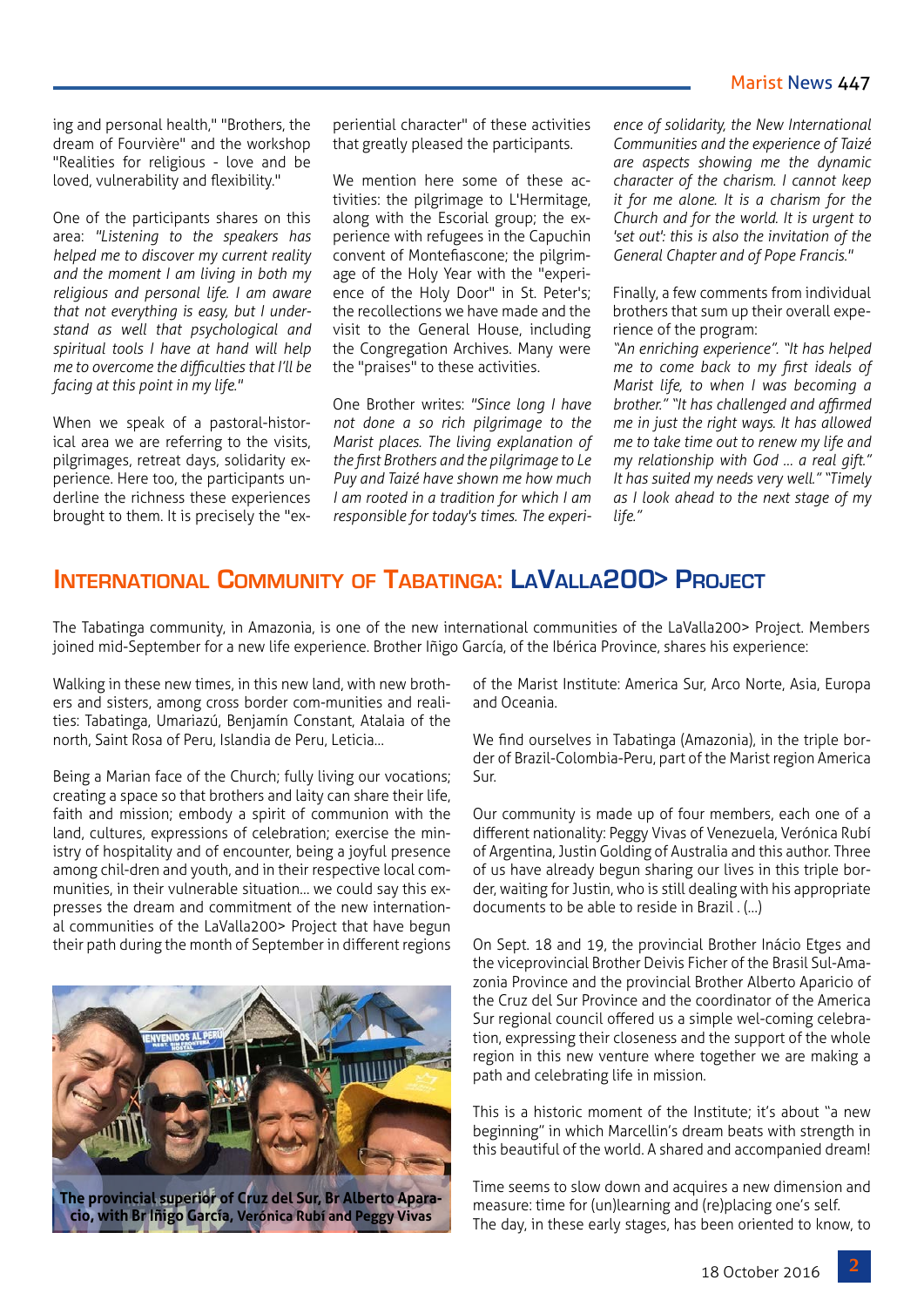ing and personal health," "Brothers, the dream of Fourvière" and the workshop "Realities for religious - love and be loved, vulnerability and flexibility."

One of the participants shares on this area: *"Listening to the speakers has helped me to discover my current reality and the moment I am living in both my religious and personal life. I am aware that not everything is easy, but I understand as well that psychological and spiritual tools I have at hand will help me to overcome the difficulties that I'll be facing at this point in my life."*

When we speak of a pastoral-historical area we are referring to the visits, pilgrimages, retreat days, solidarity experience. Here too, the participants underline the richness these experiences brought to them. It is precisely the "experiential character" of these activities that greatly pleased the participants.

We mention here some of these activities: the pilgrimage to L'Hermitage, along with the Escorial group; the experience with refugees in the Capuchin convent of Montefiascone; the pilgrimage of the Holy Year with the "experience of the Holy Door" in St. Peter's; the recollections we have made and the visit to the General House, including the Congregation Archives. Many were the "praises" to these activities.

One Brother writes: *"Since long I have not done a so rich pilgrimage to the Marist places. The living explanation of the first Brothers and the pilgrimage to Le Puy and Taizé have shown me how much I am rooted in a tradition for which I am responsible for today's times. The experience of solidarity, the New International Communities and the experience of Taizé are aspects showing me the dynamic character of the charism. I cannot keep it for me alone. It is a charism for the Church and for the world. It is urgent to 'set out': this is also the invitation of the General Chapter and of Pope Francis."*

Finally, a few comments from individual brothers that sum up their overall experience of the program:
*"An enriching experience". "It has helped me to come back to my first ideals of Marist life, to when I was becoming a brother." "It has challenged and affirmed me in just the right ways. It has allowed me to take time out to renew my life and my relationship with God ... a real gift." It has suited my needs very well." "Timely as I look ahead to the next stage of my life."*

## International Community of Tabatinga: LaValla200> Project

The Tabatinga community, in Amazonia, is one of the new international communities of the LaValla200> Project. Members joined mid-September for a new life experience. Brother Iñigo García, of the Ibérica Province, shares his experience:

Walking in these new times, in this new land, with new brothers and sisters, among cross border com-munities and realities: Tabatinga, Umariazú, Benjamín Constant, Atalaia of the north, Saint Rosa of Peru, Islandia de Peru, Leticia…

Being a Marian face of the Church; fully living our vocations; creating a space so that brothers and laity can share their life, faith and mission; embody a spirit of communion with the land, cultures, expressions of celebration; exercise the ministry of hospitality and of encounter, being a joyful presence among chil-dren and youth, and in their respective local communities, in their vulnerable situation… we could say this expresses the dream and commitment of the new international communities of the LaValla200> Project that have begun their path during the month of September in different regions of the Marist Institute: America Sur, Arco Norte, Asia, Europa and Oceania.

**The provincial superior of Cruz del Sur, Br Alberto Aparacio, with Br Iñigo García, Verónica Rubí and Peggy Vivas**

We find ourselves in Tabatinga (Amazonia), in the triple border of Brazil-Colombia-Peru, part of the Marist region America Sur.

Our community is made up of four members, each one of a different nationality: Peggy Vivas of Venezuela, Verónica Rubí of Argentina, Justin Golding of Australia and this author. Three of us have already begun sharing our lives in this triple border, waiting for Justin, who is still dealing with his appropriate documents to be able to reside in Brazil . (…)

On Sept. 18 and 19, the provincial Brother Inácio Etges and the viceprovincial Brother Deivis Ficher of the Brasil Sul-Amazonia Province and the provincial Brother Alberto Aparicio of the Cruz del Sur Province and the coordinator of the America Sur regional council offered us a simple wel-coming celebration, expressing their closeness and the support of the whole region in this new venture where together we are making a path and celebrating life in mission.

This is a historic moment of the Institute; it's about "a new beginning" in which Marcellin's dream beats with strength in this beautiful of the world. A shared and accompanied dream!

Time seems to slow down and acquires a new dimension and measure: time for (un)learning and (re)placing one's self.
The day, in these early stages, has been oriented to know, to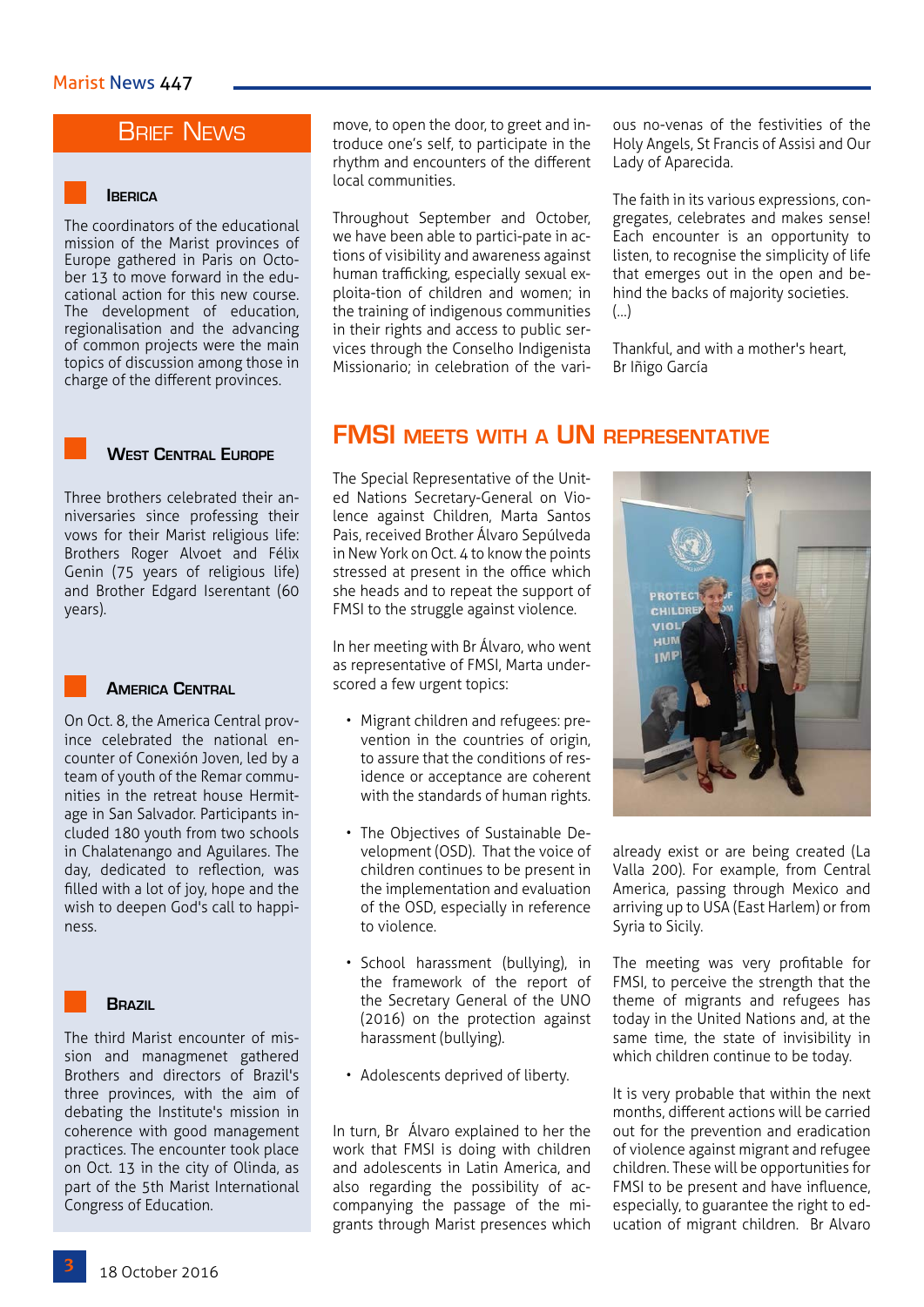## Brief News

### Iberica

The coordinators of the educational mission of the Marist provinces of Europe gathered in Paris on October 13 to move forward in the educational action for this new course. The development of education, regionalisation and the advancing of common projects were the main topics of discussion among those in charge of the different provinces.

### West Central Europe

Three brothers celebrated their anniversaries since professing their vows for their Marist religious life: Brothers Roger Alvoet and Félix Genin (75 years of religious life) and Brother Edgard Iserentant (60 years).

### America Central

On Oct. 8, the America Central province celebrated the national encounter of Conexión Joven, led by a team of youth of the Remar communities in the retreat house Hermitage in San Salvador. Participants included 180 youth from two schools in Chalatenango and Aguilares. The day, dedicated to reflection, was filled with a lot of joy, hope and the wish to deepen God's call to happiness.

### Brazil

The third Marist encounter of mission and managment gathered Brothers and directors of Brazil's three provinces, with the aim of debating the Institute's mission in coherence with good management practices. The encounter took place on Oct. 13 in the city of Olinda, as part of the 5th Marist International Congress of Education.

move, to open the door, to greet and introduce one's self, to participate in the rhythm and encounters of the different local communities.

Throughout September and October, we have been able to partici-pate in actions of visibility and awareness against human trafficking, especially sexual exploita-tion of children and women; in the training of indigenous communities in their rights and access to public services through the Conselho Indigenista Missionario; in celebration of the various no-venas of the festivities of the Holy Angels, St Francis of Assisi and Our Lady of Aparecida.

The faith in its various expressions, congregates, celebrates and makes sense! Each encounter is an opportunity to listen, to recognise the simplicity of life that emerges out in the open and behind the backs of majority societies. (...)

Thankful, and with a mother's heart,
Br Iñigo García

## FMSI meets with a UN representative

The Special Representative of the United Nations Secretary-General on Violence against Children, Marta Santos Pais, received Brother Álvaro Sepúlveda in New York on Oct. 4 to know the points stressed at present in the office which she heads and to repeat the support of FMSI to the struggle against violence.

In her meeting with Br Álvaro, who went as representative of FMSI, Marta underscored a few urgent topics:

- Migrant children and refugees: prevention in the countries of origin, to assure that the conditions of residence or acceptance are coherent with the standards of human rights.
- The Objectives of Sustainable Development (OSD). That the voice of children continues to be present in the implementation and evaluation of the OSD, especially in reference to violence.
- School harassment (bullying), in the framework of the report of the Secretary General of the UNO (2016) on the protection against harassment (bullying).
- Adolescents deprived of liberty.

In turn, Br Álvaro explained to her the work that FMSI is doing with children and adolescents in Latin America, and also regarding the possibility of accompanying the passage of the migrants through Marist presences which already exist or are being created (La Valla 200). For example, from Central America, passing through Mexico and arriving up to USA (East Harlem) or from Syria to Sicily.

The meeting was very profitable for FMSI, to perceive the strength that the theme of migrants and refugees has today in the United Nations and, at the same time, the state of invisibility in which children continue to be today.

It is very probable that within the next months, different actions will be carried out for the prevention and eradication of violence against migrant and refugee children. These will be opportunities for FMSI to be present and have influence, especially, to guarantee the right to education of migrant children. Br Alvaro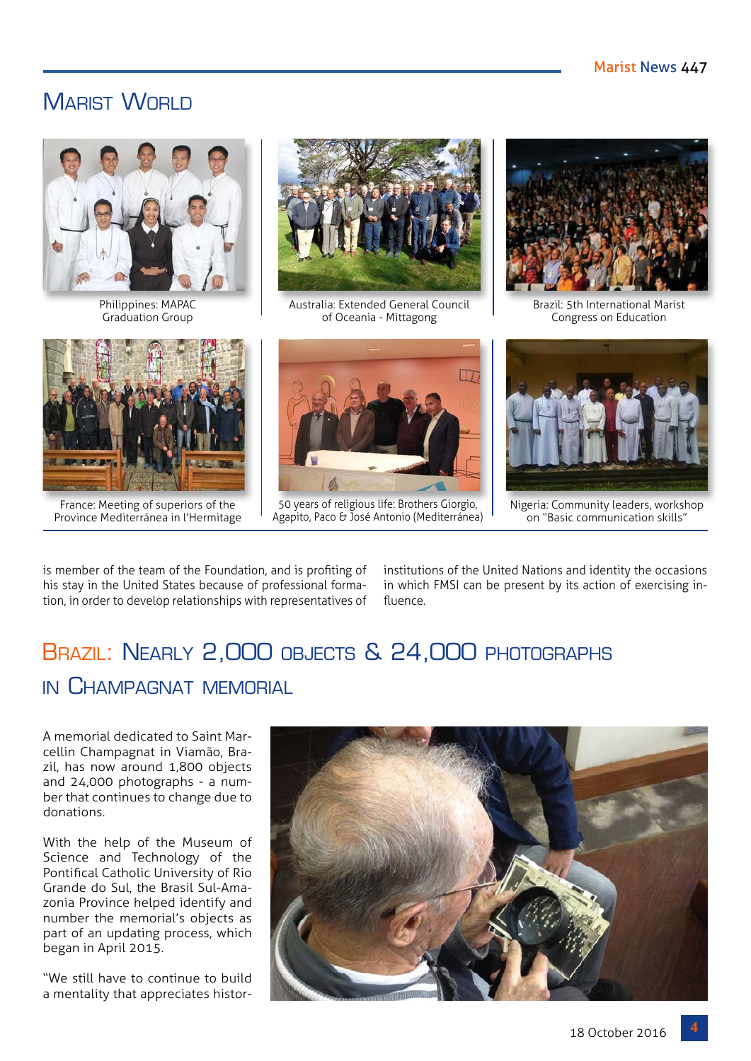## Marist World

Philippines: MAPAC Graduation Group

Australia: Extended General Council of Oceania - Mittagong

Brazil: 5th International Marist Congress on Education

France: Meeting of superiors of the Province Mediterránea in l'Hermitage

50 years of religious life: Brothers Giorgio, Agapito, Paco & José Antonio (Mediterránea)

Nigeria: Community leaders, workshop on "Basic communication skills"

is member of the team of the Foundation, and is profiting of his stay in the United States because of professional formation, in order to develop relationships with representatives of institutions of the United Nations and identity the occasions in which FMSI can be present by its action of exercising influence.

## Brazil: Nearly 2,000 objects & 24,000 photographs in Champagnat memorial

A memorial dedicated to Saint Marcellin Champagnat in Viamão, Brazil, has now around 1,800 objects and 24,000 photographs - a number that continues to change due to donations.

With the help of the Museum of Science and Technology of the Pontifical Catholic University of Rio Grande do Sul, the Brasil Sul-Amazonia Province helped identify and number the memorial's objects as part of an updating process, which began in April 2015.

"We still have to continue to build a mentality that appreciates histor-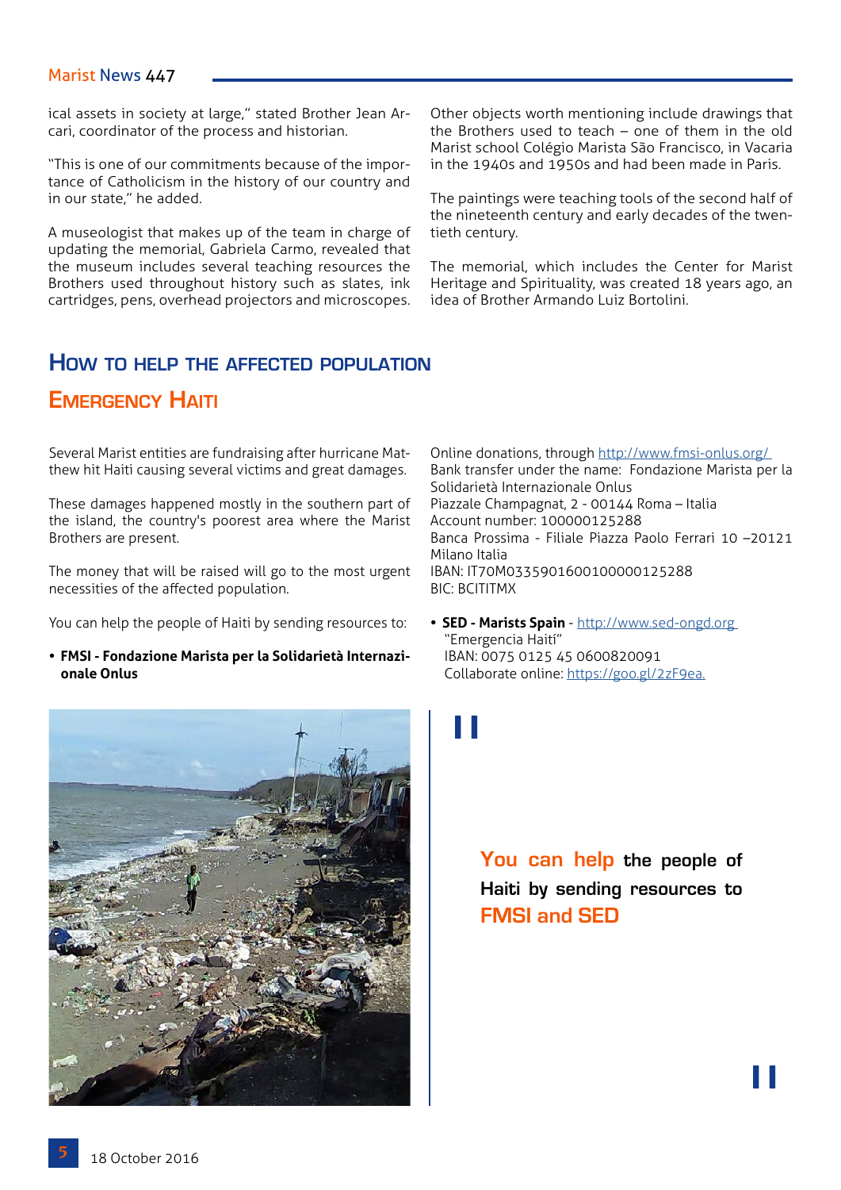ical assets in society at large," stated Brother Jean Arcari, coordinator of the process and historian.

"This is one of our commitments because of the importance of Catholicism in the history of our country and in our state," he added.

A museologist that makes up of the team in charge of updating the memorial, Gabriela Carmo, revealed that the museum includes several teaching resources the Brothers used throughout history such as slates, ink cartridges, pens, overhead projectors and microscopes.

Other objects worth mentioning include drawings that the Brothers used to teach – one of them in the old Marist school Colégio Marista São Francisco, in Vacaria in the 1940s and 1950s and had been made in Paris.

The paintings were teaching tools of the second half of the nineteenth century and early decades of the twentieth century.

The memorial, which includes the Center for Marist Heritage and Spirituality, was created 18 years ago, an idea of Brother Armando Luiz Bortolini.

## How to help the affected population

## Emergency Haiti

Several Marist entities are fundraising after hurricane Matthew hit Haiti causing several victims and great damages.

These damages happened mostly in the southern part of the island, the country's poorest area where the Marist Brothers are present.

The money that will be raised will go to the most urgent necessities of the affected population.

You can help the people of Haiti by sending resources to:

- **FMSI - Fondazione Marista per la Solidarietà Internazionale Onlus**

Online donations, through http://www.fmsi-onlus.org/
Bank transfer under the name: Fondazione Marista per la Solidarietà Internazionale Onlus
Piazzale Champagnat, 2 - 00144 Roma – Italia
Account number: 100000125288
Banca Prossima - Filiale Piazza Paolo Ferrari 10 –20121 Milano Italia
IBAN: IT70M0335901600100000125288
BIC: BCITITMX

- **SED - Marists Spain** - http://www.sed-ongd.org
  "Emergencia Haití"
  IBAN: 0075 0125 45 0600820091
  Collaborate online: https://goo.gl/2zF9ea.

"You can help the people of Haiti by sending resources to FMSI and SED"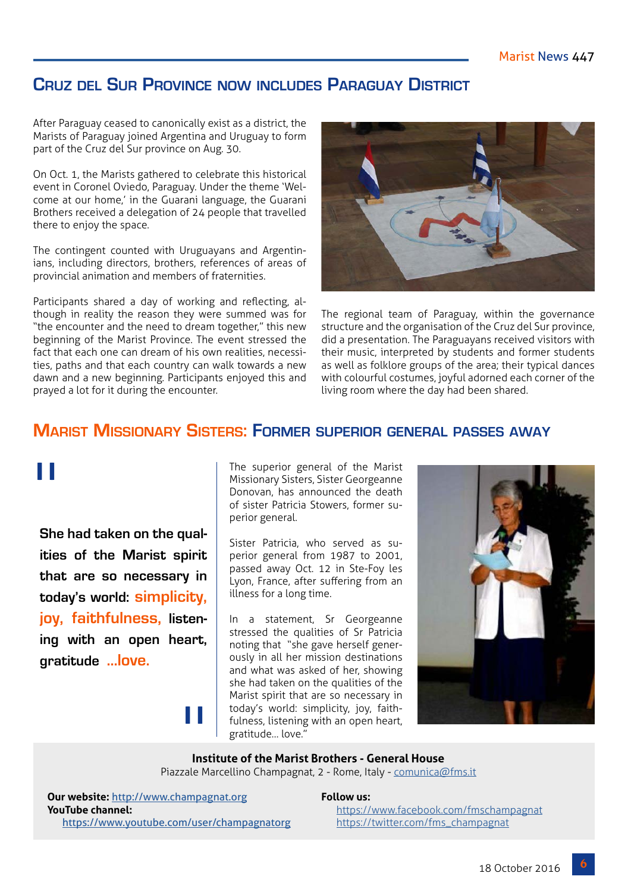## Cruz del Sur Province now includes Paraguay District

After Paraguay ceased to canonically exist as a district, the Marists of Paraguay joined Argentina and Uruguay to form part of the Cruz del Sur province on Aug. 30.

On Oct. 1, the Marists gathered to celebrate this historical event in Coronel Oviedo, Paraguay. Under the theme 'Welcome at our home,' in the Guarani language, the Guarani Brothers received a delegation of 24 people that travelled there to enjoy the space.

The contingent counted with Uruguayans and Argentinians, including directors, brothers, references of areas of provincial animation and members of fraternities.

Participants shared a day of working and reflecting, although in reality the reason they were summed was for "the encounter and the need to dream together," this new beginning of the Marist Province. The event stressed the fact that each one can dream of his own realities, necessities, paths and that each country can walk towards a new dawn and a new beginning. Participants enjoyed this and prayed a lot for it during the encounter.

The regional team of Paraguay, within the governance structure and the organisation of the Cruz del Sur province, did a presentation. The Paraguayans received visitors with their music, interpreted by students and former students as well as folklore groups of the area; their typical dances with colourful costumes, joyful adorned each corner of the living room where the day had been shared.

## Marist Missionary Sisters: Former superior general passes away

> **She had taken on the qualities of the Marist spirit that are so necessary in today's world: simplicity, joy, faithfulness, listening with an open heart, gratitude ...love.**

The superior general of the Marist Missionary Sisters, Sister Georgeanne Donovan, has announced the death of sister Patricia Stowers, former superior general.

Sister Patricia, who served as superior general from 1987 to 2001, passed away Oct. 12 in Ste-Foy les Lyon, France, after suffering from an illness for a long time.

In a statement, Sr Georgeanne stressed the qualities of Sr Patricia noting that "she gave herself generously in all her mission destinations and what was asked of her, showing she had taken on the qualities of the Marist spirit that are so necessary in today's world: simplicity, joy, faithfulness, listening with an open heart, gratitude... love."

**Institute of the Marist Brothers - General House**
Piazzale Marcellino Champagnat, 2 - Rome, Italy - comunica@fms.it

**Our website:** http://www.champagnat.org
**YouTube channel:** https://www.youtube.com/user/champagnatorg

**Follow us:**
https://www.facebook.com/fmschampagnat
https://twitter.com/fms_champagnat

18 October 2016